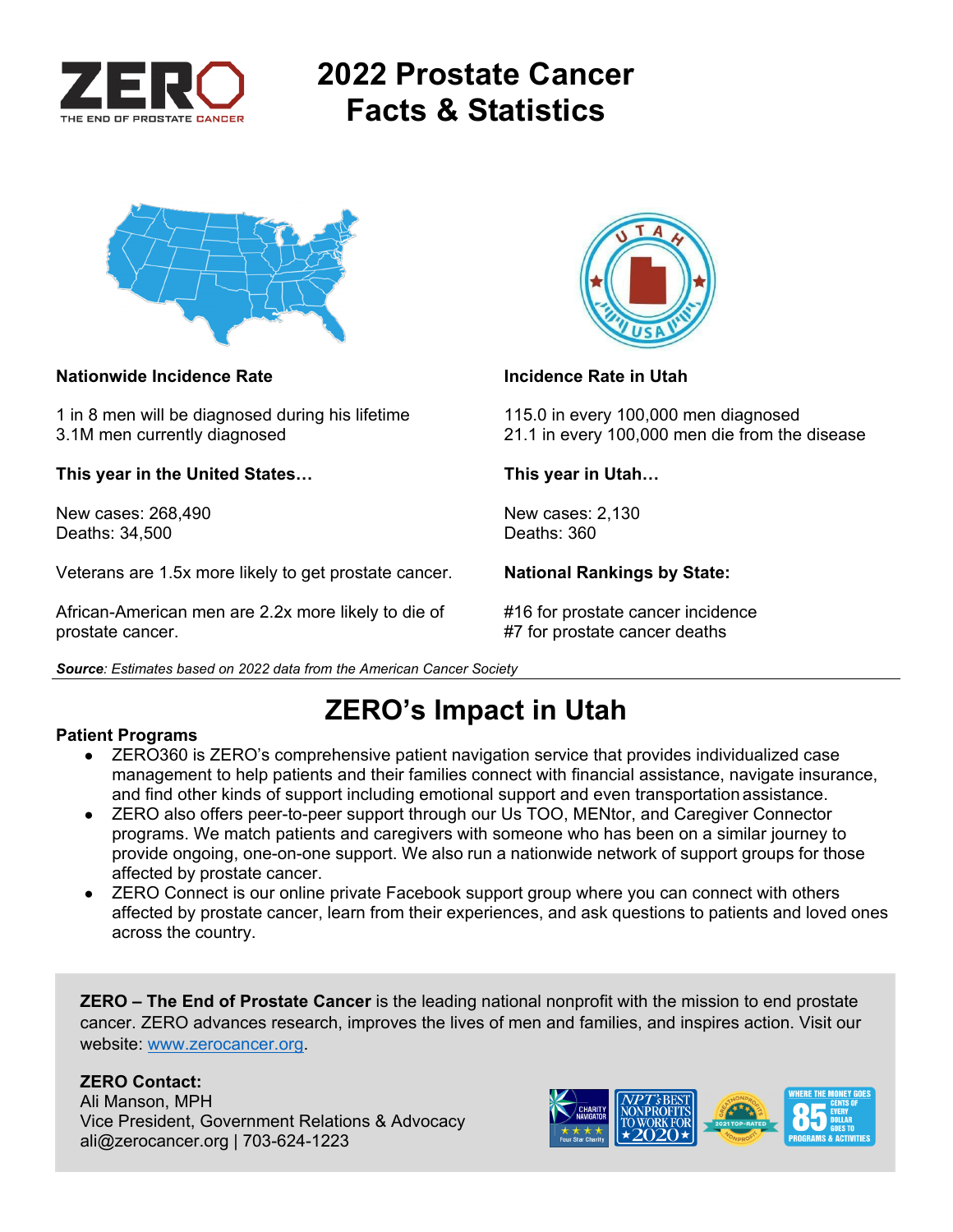ZERO
THE END OF PROSTATE CANCER

# 2022 Prostate Cancer Facts & Statistics

**Nationwide Incidence Rate**

1 in 8 men will be diagnosed during his lifetime
3.1M men currently diagnosed

**This year in the United States…**

New cases: 268,490
Deaths: 34,500

Veterans are 1.5x more likely to get prostate cancer.

African-American men are 2.2x more likely to die of prostate cancer.

**Incidence Rate in Utah**

115.0 in every 100,000 men diagnosed
21.1 in every 100,000 men die from the disease

**This year in Utah…**

New cases: 2,130
Deaths: 360

**National Rankings by State:**

#16 for prostate cancer incidence
#7 for prostate cancer deaths

***Source**: Estimates based on 2022 data from the American Cancer Society*

---

# ZERO's Impact in Utah

**Patient Programs**

- ZERO360 is ZERO's comprehensive patient navigation service that provides individualized case management to help patients and their families connect with financial assistance, navigate insurance, and find other kinds of support including emotional support and even transportation assistance.
- ZERO also offers peer-to-peer support through our Us TOO, MENtor, and Caregiver Connector programs. We match patients and caregivers with someone who has been on a similar journey to provide ongoing, one-on-one support. We also run a nationwide network of support groups for those affected by prostate cancer.
- ZERO Connect is our online private Facebook support group where you can connect with others affected by prostate cancer, learn from their experiences, and ask questions to patients and loved ones across the country.

**ZERO – The End of Prostate Cancer** is the leading national nonprofit with the mission to end prostate cancer. ZERO advances research, improves the lives of men and families, and inspires action. Visit our website: [www.zerocancer.org](http://www.zerocancer.org).

**ZERO Contact:**
Ali Manson, MPH
Vice President, Government Relations & Advocacy
ali@zerocancer.org | 703-624-1223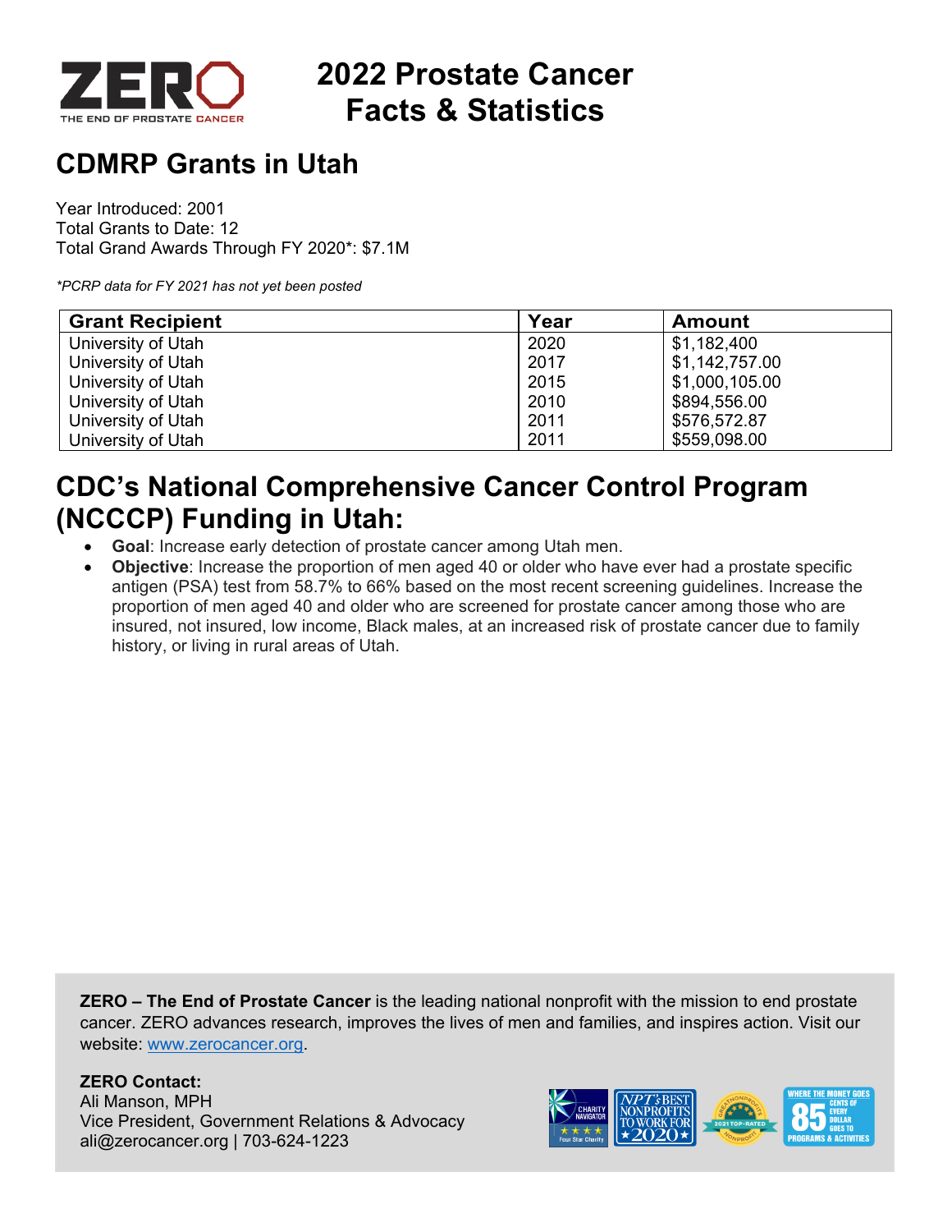# 2022 Prostate Cancer Facts & Statistics

## CDMRP Grants in Utah

Year Introduced: 2001
Total Grants to Date: 12
Total Grand Awards Through FY 2020*: $7.1M

*\*PCRP data for FY 2021 has not yet been posted*

| Grant Recipient | Year | Amount |
|---|---|---|
| University of Utah | 2020 | $1,182,400 |
| University of Utah | 2017 | $1,142,757.00 |
| University of Utah | 2015 | $1,000,105.00 |
| University of Utah | 2010 | $894,556.00 |
| University of Utah | 2011 | $576,572.87 |
| University of Utah | 2011 | $559,098.00 |

## CDC's National Comprehensive Cancer Control Program (NCCCP) Funding in Utah:

- **Goal**: Increase early detection of prostate cancer among Utah men.
- **Objective**: Increase the proportion of men aged 40 or older who have ever had a prostate specific antigen (PSA) test from 58.7% to 66% based on the most recent screening guidelines. Increase the proportion of men aged 40 and older who are screened for prostate cancer among those who are insured, not insured, low income, Black males, at an increased risk of prostate cancer due to family history, or living in rural areas of Utah.

**ZERO – The End of Prostate Cancer** is the leading national nonprofit with the mission to end prostate cancer. ZERO advances research, improves the lives of men and families, and inspires action. Visit our website: www.zerocancer.org.

**ZERO Contact:**
Ali Manson, MPH
Vice President, Government Relations & Advocacy
ali@zerocancer.org | 703-624-1223